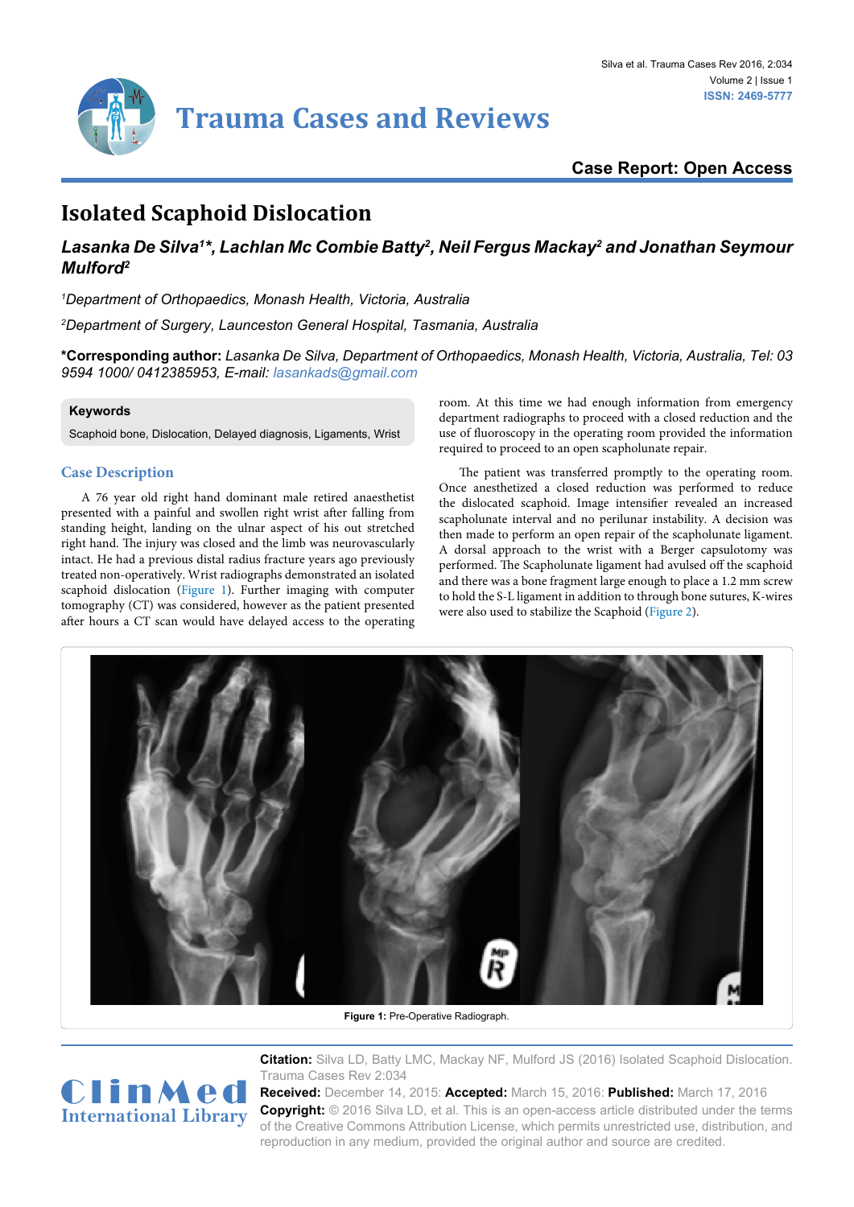Case Report: Open Access

# Isolated Scaphoid Dislocation

***Lasanka De Silva[1]\*, Lachlan Mc Combie Batty[2], Neil Fergus Mackay[2] and Jonathan Seymour Mulford[2]***

*[1]Department of Orthopaedics, Monash Health, Victoria, Australia*

*[2]Department of Surgery, Launceston General Hospital, Tasmania, Australia*

**\*Corresponding author:** *Lasanka De Silva, Department of Orthopaedics, Monash Health, Victoria, Australia, Tel: 03 9594 1000/ 0412385953, E-mail: lasankads@gmail.com*

**Keywords**

Scaphoid bone, Dislocation, Delayed diagnosis, Ligaments, Wrist

## Case Description

A 76 year old right hand dominant male retired anaesthetist presented with a painful and swollen right wrist after falling from standing height, landing on the ulnar aspect of his out stretched right hand. The injury was closed and the limb was neurovascularly intact. He had a previous distal radius fracture years ago previously treated non-operatively. Wrist radiographs demonstrated an isolated scaphoid dislocation (Figure 1). Further imaging with computer tomography (CT) was considered, however as the patient presented after hours a CT scan would have delayed access to the operating room. At this time we had enough information from emergency department radiographs to proceed with a closed reduction and the use of fluoroscopy in the operating room provided the information required to proceed to an open scapholunate repair.

The patient was transferred promptly to the operating room. Once anesthetized a closed reduction was performed to reduce the dislocated scaphoid. Image intensifier revealed an increased scapholunate interval and no perilunar instability. A decision was then made to perform an open repair of the scapholunate ligament. A dorsal approach to the wrist with a Berger capsulotomy was performed. The Scapholunate ligament had avulsed off the scaphoid and there was a bone fragment large enough to place a 1.2 mm screw to hold the S-L ligament in addition to through bone sutures, K-wires were also used to stabilize the Scaphoid (Figure 2).

**Figure 1:** Pre-Operative Radiograph.

**Citation:** Silva LD, Batty LMC, Mackay NF, Mulford JS (2016) Isolated Scaphoid Dislocation. Trauma Cases Rev 2:034

**Received:** December 14, 2015: **Accepted:** March 15, 2016: **Published:** March 17, 2016

**Copyright:** © 2016 Silva LD, et al. This is an open-access article distributed under the terms of the Creative Commons Attribution License, which permits unrestricted use, distribution, and reproduction in any medium, provided the original author and source are credited.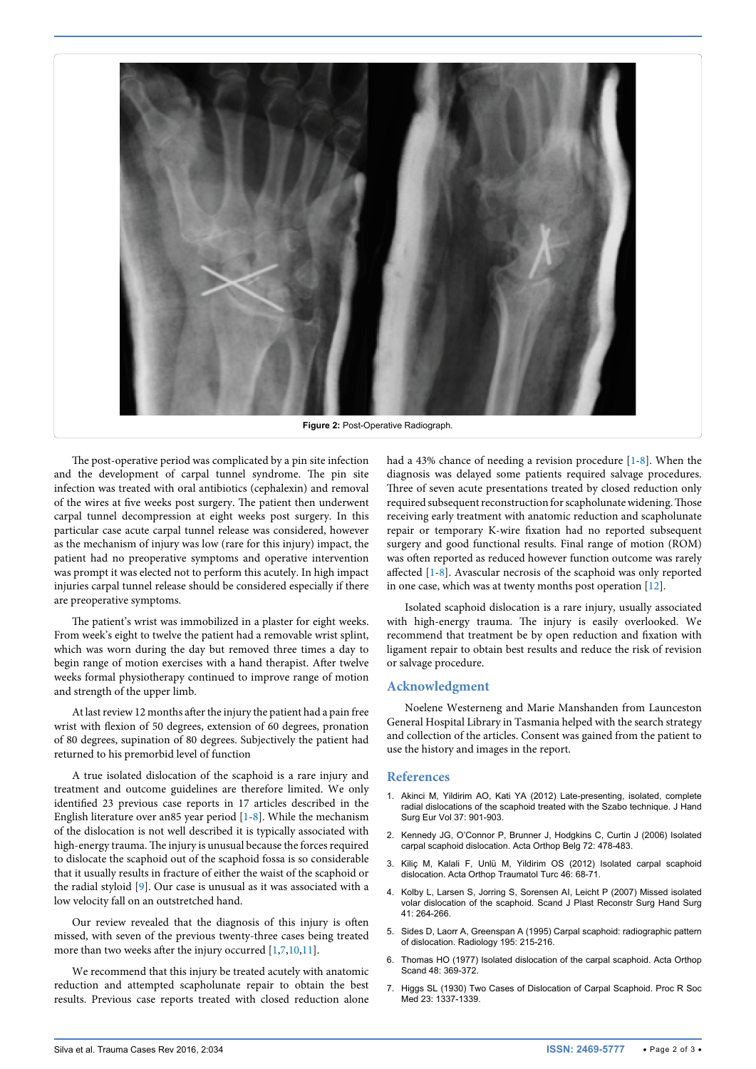Figure 2: Post-Operative Radiograph.

The post-operative period was complicated by a pin site infection and the development of carpal tunnel syndrome. The pin site infection was treated with oral antibiotics (cephalexin) and removal of the wires at five weeks post surgery. The patient then underwent carpal tunnel decompression at eight weeks post surgery. In this particular case acute carpal tunnel release was considered, however as the mechanism of injury was low (rare for this injury) impact, the patient had no preoperative symptoms and operative intervention was prompt it was elected not to perform this acutely. In high impact injuries carpal tunnel release should be considered especially if there are preoperative symptoms.

The patient's wrist was immobilized in a plaster for eight weeks. From week's eight to twelve the patient had a removable wrist splint, which was worn during the day but removed three times a day to begin range of motion exercises with a hand therapist. After twelve weeks formal physiotherapy continued to improve range of motion and strength of the upper limb.

At last review 12 months after the injury the patient had a pain free wrist with flexion of 50 degrees, extension of 60 degrees, pronation of 80 degrees, supination of 80 degrees. Subjectively the patient had returned to his premorbid level of function

A true isolated dislocation of the scaphoid is a rare injury and treatment and outcome guidelines are therefore limited. We only identified 23 previous case reports in 17 articles described in the English literature over an85 year period [1-8]. While the mechanism of the dislocation is not well described it is typically associated with high-energy trauma. The injury is unusual because the forces required to dislocate the scaphoid out of the scaphoid fossa is so considerable that it usually results in fracture of either the waist of the scaphoid or the radial styloid [9]. Our case is unusual as it was associated with a low velocity fall on an outstretched hand.

Our review revealed that the diagnosis of this injury is often missed, with seven of the previous twenty-three cases being treated more than two weeks after the injury occurred [1,7,10,11].

We recommend that this injury be treated acutely with anatomic reduction and attempted scapholunate repair to obtain the best results. Previous case reports treated with closed reduction alone had a 43% chance of needing a revision procedure [1-8]. When the diagnosis was delayed some patients required salvage procedures. Three of seven acute presentations treated by closed reduction only required subsequent reconstruction for scapholunate widening. Those receiving early treatment with anatomic reduction and scapholunate repair or temporary K-wire fixation had no reported subsequent surgery and good functional results. Final range of motion (ROM) was often reported as reduced however function outcome was rarely affected [1-8]. Avascular necrosis of the scaphoid was only reported in one case, which was at twenty months post operation [12].

Isolated scaphoid dislocation is a rare injury, usually associated with high-energy trauma. The injury is easily overlooked. We recommend that treatment be by open reduction and fixation with ligament repair to obtain best results and reduce the risk of revision or salvage procedure.

## Acknowledgment

Noelene Westerneng and Marie Manshanden from Launceston General Hospital Library in Tasmania helped with the search strategy and collection of the articles. Consent was gained from the patient to use the history and images in the report.

## References

1. Akinci M, Yildirim AO, Kati YA (2012) Late-presenting, isolated, complete radial dislocations of the scaphoid treated with the Szabo technique. J Hand Surg Eur Vol 37: 901-903.
2. Kennedy JG, O'Connor P, Brunner J, Hodgkins C, Curtin J (2006) Isolated carpal scaphoid dislocation. Acta Orthop Belg 72: 478-483.
3. Kiliç M, Kalali F, Unlü M, Yildirim OS (2012) Isolated carpal scaphoid dislocation. Acta Orthop Traumatol Turc 46: 68-71.
4. Kolby L, Larsen S, Jorring S, Sorensen AI, Leicht P (2007) Missed isolated volar dislocation of the scaphoid. Scand J Plast Reconstr Surg Hand Surg 41: 264-266.
5. Sides D, Laorr A, Greenspan A (1995) Carpal scaphoid: radiographic pattern of dislocation. Radiology 195: 215-216.
6. Thomas HO (1977) Isolated dislocation of the carpal scaphoid. Acta Orthop Scand 48: 369-372.
7. Higgs SL (1930) Two Cases of Dislocation of Carpal Scaphoid. Proc R Soc Med 23: 1337-1339.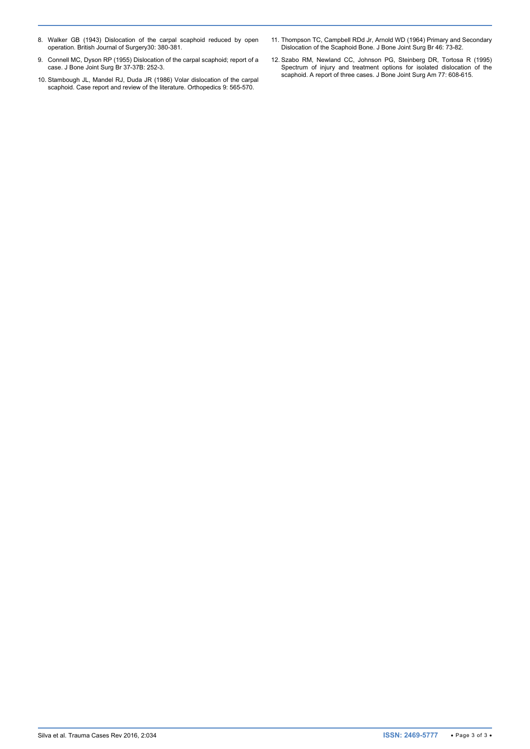8. Walker GB (1943) Dislocation of the carpal scaphoid reduced by open operation. British Journal of Surgery30: 380-381.

9. Connell MC, Dyson RP (1955) Dislocation of the carpal scaphoid; report of a case. J Bone Joint Surg Br 37-37B: 252-3.

10. Stambough JL, Mandel RJ, Duda JR (1986) Volar dislocation of the carpal scaphoid. Case report and review of the literature. Orthopedics 9: 565-570.

11. Thompson TC, Campbell RDd Jr, Arnold WD (1964) Primary and Secondary Dislocation of the Scaphoid Bone. J Bone Joint Surg Br 46: 73-82.

12. Szabo RM, Newland CC, Johnson PG, Steinberg DR, Tortosa R (1995) Spectrum of injury and treatment options for isolated dislocation of the scaphoid. A report of three cases. J Bone Joint Surg Am 77: 608-615.